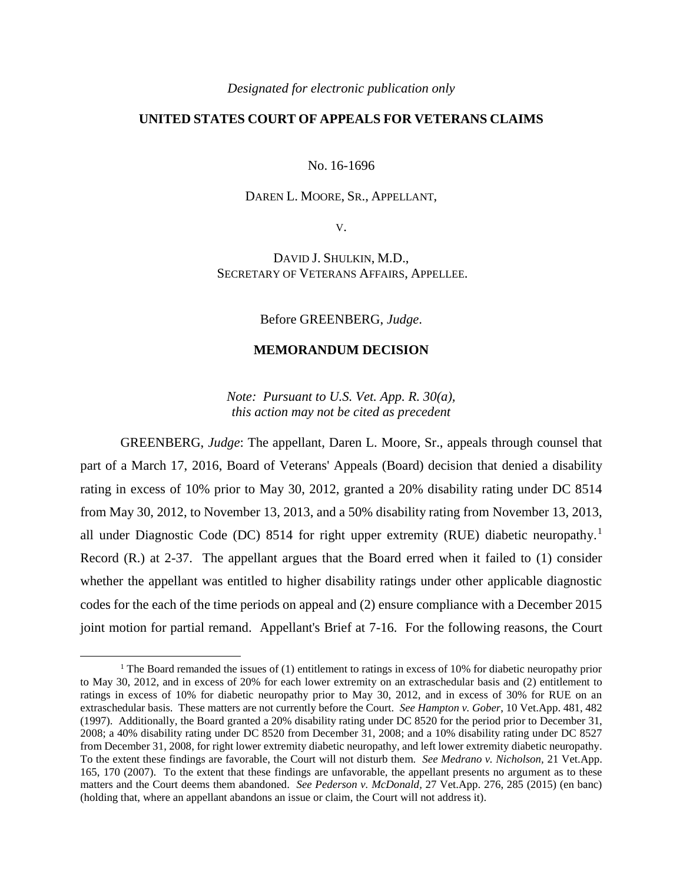*Designated for electronic publication only*

**UNITED STATES COURT OF APPEALS FOR VETERANS CLAIMS**

No. 16-1696

DAREN L. MOORE, SR., APPELLANT,

V.

DAVID J. SHULKIN, M.D.,
SECRETARY OF VETERANS AFFAIRS, APPELLEE.

Before GREENBERG, *Judge*.

**MEMORANDUM DECISION**

*Note: Pursuant to U.S. Vet. App. R. 30(a), this action may not be cited as precedent*

GREENBERG, *Judge*: The appellant, Daren L. Moore, Sr., appeals through counsel that part of a March 17, 2016, Board of Veterans' Appeals (Board) decision that denied a disability rating in excess of 10% prior to May 30, 2012, granted a 20% disability rating under DC 8514 from May 30, 2012, to November 13, 2013, and a 50% disability rating from November 13, 2013, all under Diagnostic Code (DC) 8514 for right upper extremity (RUE) diabetic neuropathy.[1] Record (R.) at 2-37. The appellant argues that the Board erred when it failed to (1) consider whether the appellant was entitled to higher disability ratings under other applicable diagnostic codes for the each of the time periods on appeal and (2) ensure compliance with a December 2015 joint motion for partial remand. Appellant's Brief at 7-16. For the following reasons, the Court

---

[1] The Board remanded the issues of (1) entitlement to ratings in excess of 10% for diabetic neuropathy prior to May 30, 2012, and in excess of 20% for each lower extremity on an extraschedular basis and (2) entitlement to ratings in excess of 10% for diabetic neuropathy prior to May 30, 2012, and in excess of 30% for RUE on an extraschedular basis. These matters are not currently before the Court. *See Hampton v. Gober*, 10 Vet.App. 481, 482 (1997). Additionally, the Board granted a 20% disability rating under DC 8520 for the period prior to December 31, 2008; a 40% disability rating under DC 8520 from December 31, 2008; and a 10% disability rating under DC 8527 from December 31, 2008, for right lower extremity diabetic neuropathy, and left lower extremity diabetic neuropathy. To the extent these findings are favorable, the Court will not disturb them. *See Medrano v. Nicholson*, 21 Vet.App. 165, 170 (2007). To the extent that these findings are unfavorable, the appellant presents no argument as to these matters and the Court deems them abandoned. *See Pederson v. McDonald*, 27 Vet.App. 276, 285 (2015) (en banc) (holding that, where an appellant abandons an issue or claim, the Court will not address it).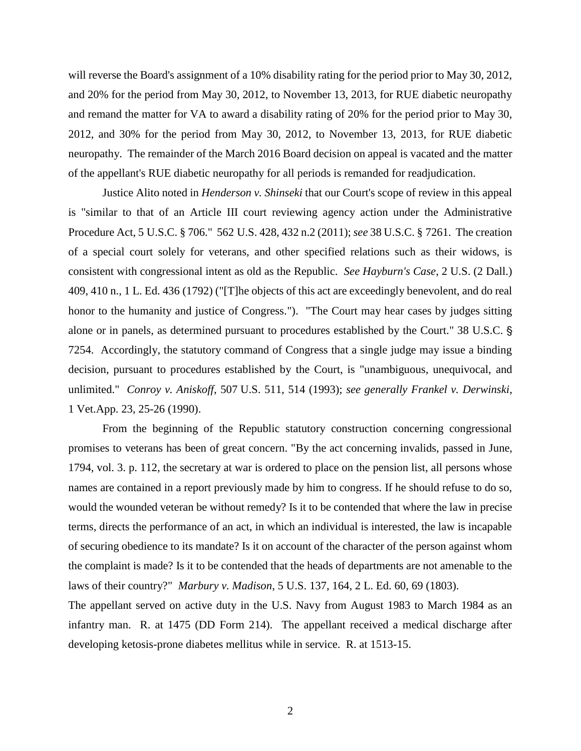will reverse the Board's assignment of a 10% disability rating for the period prior to May 30, 2012, and 20% for the period from May 30, 2012, to November 13, 2013, for RUE diabetic neuropathy and remand the matter for VA to award a disability rating of 20% for the period prior to May 30, 2012, and 30% for the period from May 30, 2012, to November 13, 2013, for RUE diabetic neuropathy. The remainder of the March 2016 Board decision on appeal is vacated and the matter of the appellant's RUE diabetic neuropathy for all periods is remanded for readjudication.

Justice Alito noted in *Henderson v. Shinseki* that our Court's scope of review in this appeal is "similar to that of an Article III court reviewing agency action under the Administrative Procedure Act, 5 U.S.C. § 706." 562 U.S. 428, 432 n.2 (2011); *see* 38 U.S.C. § 7261. The creation of a special court solely for veterans, and other specified relations such as their widows, is consistent with congressional intent as old as the Republic. *See Hayburn's Case*, 2 U.S. (2 Dall.) 409, 410 n., 1 L. Ed. 436 (1792) ("[T]he objects of this act are exceedingly benevolent, and do real honor to the humanity and justice of Congress."). "The Court may hear cases by judges sitting alone or in panels, as determined pursuant to procedures established by the Court." 38 U.S.C. § 7254. Accordingly, the statutory command of Congress that a single judge may issue a binding decision, pursuant to procedures established by the Court, is "unambiguous, unequivocal, and unlimited." *Conroy v. Aniskoff*, 507 U.S. 511, 514 (1993); *see generally Frankel v. Derwinski*, 1 Vet.App. 23, 25-26 (1990).

From the beginning of the Republic statutory construction concerning congressional promises to veterans has been of great concern. "By the act concerning invalids, passed in June, 1794, vol. 3. p. 112, the secretary at war is ordered to place on the pension list, all persons whose names are contained in a report previously made by him to congress. If he should refuse to do so, would the wounded veteran be without remedy? Is it to be contended that where the law in precise terms, directs the performance of an act, in which an individual is interested, the law is incapable of securing obedience to its mandate? Is it on account of the character of the person against whom the complaint is made? Is it to be contended that the heads of departments are not amenable to the laws of their country?" *Marbury v. Madison*, 5 U.S. 137, 164, 2 L. Ed. 60, 69 (1803).

The appellant served on active duty in the U.S. Navy from August 1983 to March 1984 as an infantry man. R. at 1475 (DD Form 214). The appellant received a medical discharge after developing ketosis-prone diabetes mellitus while in service. R. at 1513-15.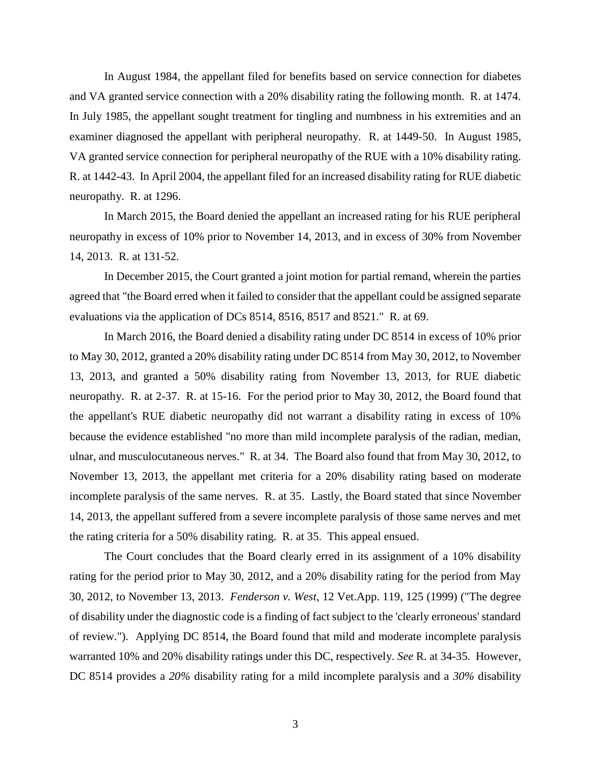In August 1984, the appellant filed for benefits based on service connection for diabetes and VA granted service connection with a 20% disability rating the following month. R. at 1474. In July 1985, the appellant sought treatment for tingling and numbness in his extremities and an examiner diagnosed the appellant with peripheral neuropathy. R. at 1449-50. In August 1985, VA granted service connection for peripheral neuropathy of the RUE with a 10% disability rating. R. at 1442-43. In April 2004, the appellant filed for an increased disability rating for RUE diabetic neuropathy. R. at 1296.

In March 2015, the Board denied the appellant an increased rating for his RUE peripheral neuropathy in excess of 10% prior to November 14, 2013, and in excess of 30% from November 14, 2013. R. at 131-52.

In December 2015, the Court granted a joint motion for partial remand, wherein the parties agreed that "the Board erred when it failed to consider that the appellant could be assigned separate evaluations via the application of DCs 8514, 8516, 8517 and 8521." R. at 69.

In March 2016, the Board denied a disability rating under DC 8514 in excess of 10% prior to May 30, 2012, granted a 20% disability rating under DC 8514 from May 30, 2012, to November 13, 2013, and granted a 50% disability rating from November 13, 2013, for RUE diabetic neuropathy. R. at 2-37. R. at 15-16. For the period prior to May 30, 2012, the Board found that the appellant's RUE diabetic neuropathy did not warrant a disability rating in excess of 10% because the evidence established "no more than mild incomplete paralysis of the radian, median, ulnar, and musculocutaneous nerves." R. at 34. The Board also found that from May 30, 2012, to November 13, 2013, the appellant met criteria for a 20% disability rating based on moderate incomplete paralysis of the same nerves. R. at 35. Lastly, the Board stated that since November 14, 2013, the appellant suffered from a severe incomplete paralysis of those same nerves and met the rating criteria for a 50% disability rating. R. at 35. This appeal ensued.

The Court concludes that the Board clearly erred in its assignment of a 10% disability rating for the period prior to May 30, 2012, and a 20% disability rating for the period from May 30, 2012, to November 13, 2013. *Fenderson v. West*, 12 Vet.App. 119, 125 (1999) ("The degree of disability under the diagnostic code is a finding of fact subject to the 'clearly erroneous' standard of review."). Applying DC 8514, the Board found that mild and moderate incomplete paralysis warranted 10% and 20% disability ratings under this DC, respectively. *See* R. at 34-35. However, DC 8514 provides a *20%* disability rating for a mild incomplete paralysis and a *30%* disability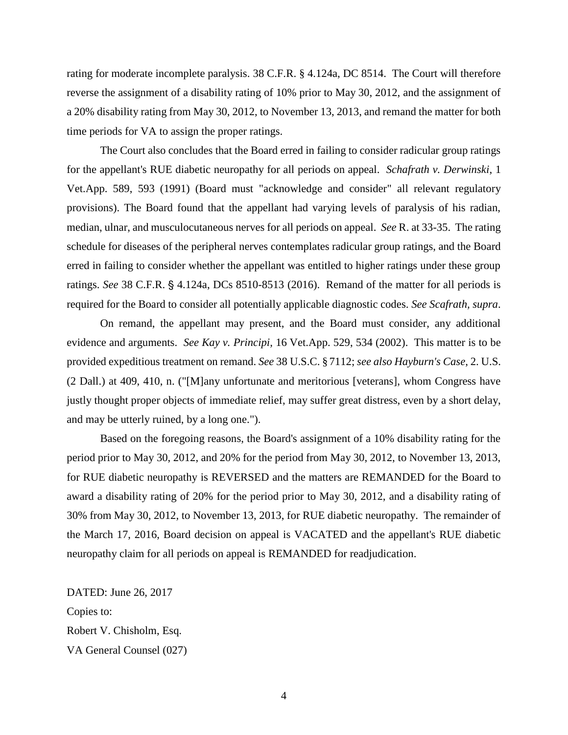rating for moderate incomplete paralysis. 38 C.F.R. § 4.124a, DC 8514. The Court will therefore reverse the assignment of a disability rating of 10% prior to May 30, 2012, and the assignment of a 20% disability rating from May 30, 2012, to November 13, 2013, and remand the matter for both time periods for VA to assign the proper ratings.

The Court also concludes that the Board erred in failing to consider radicular group ratings for the appellant's RUE diabetic neuropathy for all periods on appeal. *Schafrath v. Derwinski*, 1 Vet.App. 589, 593 (1991) (Board must "acknowledge and consider" all relevant regulatory provisions). The Board found that the appellant had varying levels of paralysis of his radian, median, ulnar, and musculocutaneous nerves for all periods on appeal. *See* R. at 33-35. The rating schedule for diseases of the peripheral nerves contemplates radicular group ratings, and the Board erred in failing to consider whether the appellant was entitled to higher ratings under these group ratings. *See* 38 C.F.R. § 4.124a, DCs 8510-8513 (2016). Remand of the matter for all periods is required for the Board to consider all potentially applicable diagnostic codes. *See Scafrath, supra*.

On remand, the appellant may present, and the Board must consider, any additional evidence and arguments. *See Kay v. Principi*, 16 Vet.App. 529, 534 (2002). This matter is to be provided expeditious treatment on remand. *See* 38 U.S.C. § 7112; *see also Hayburn's Case*, 2. U.S. (2 Dall.) at 409, 410, n. ("[M]any unfortunate and meritorious [veterans], whom Congress have justly thought proper objects of immediate relief, may suffer great distress, even by a short delay, and may be utterly ruined, by a long one.").

Based on the foregoing reasons, the Board's assignment of a 10% disability rating for the period prior to May 30, 2012, and 20% for the period from May 30, 2012, to November 13, 2013, for RUE diabetic neuropathy is REVERSED and the matters are REMANDED for the Board to award a disability rating of 20% for the period prior to May 30, 2012, and a disability rating of 30% from May 30, 2012, to November 13, 2013, for RUE diabetic neuropathy. The remainder of the March 17, 2016, Board decision on appeal is VACATED and the appellant's RUE diabetic neuropathy claim for all periods on appeal is REMANDED for readjudication.

DATED: June 26, 2017

Copies to:

Robert V. Chisholm, Esq.

VA General Counsel (027)